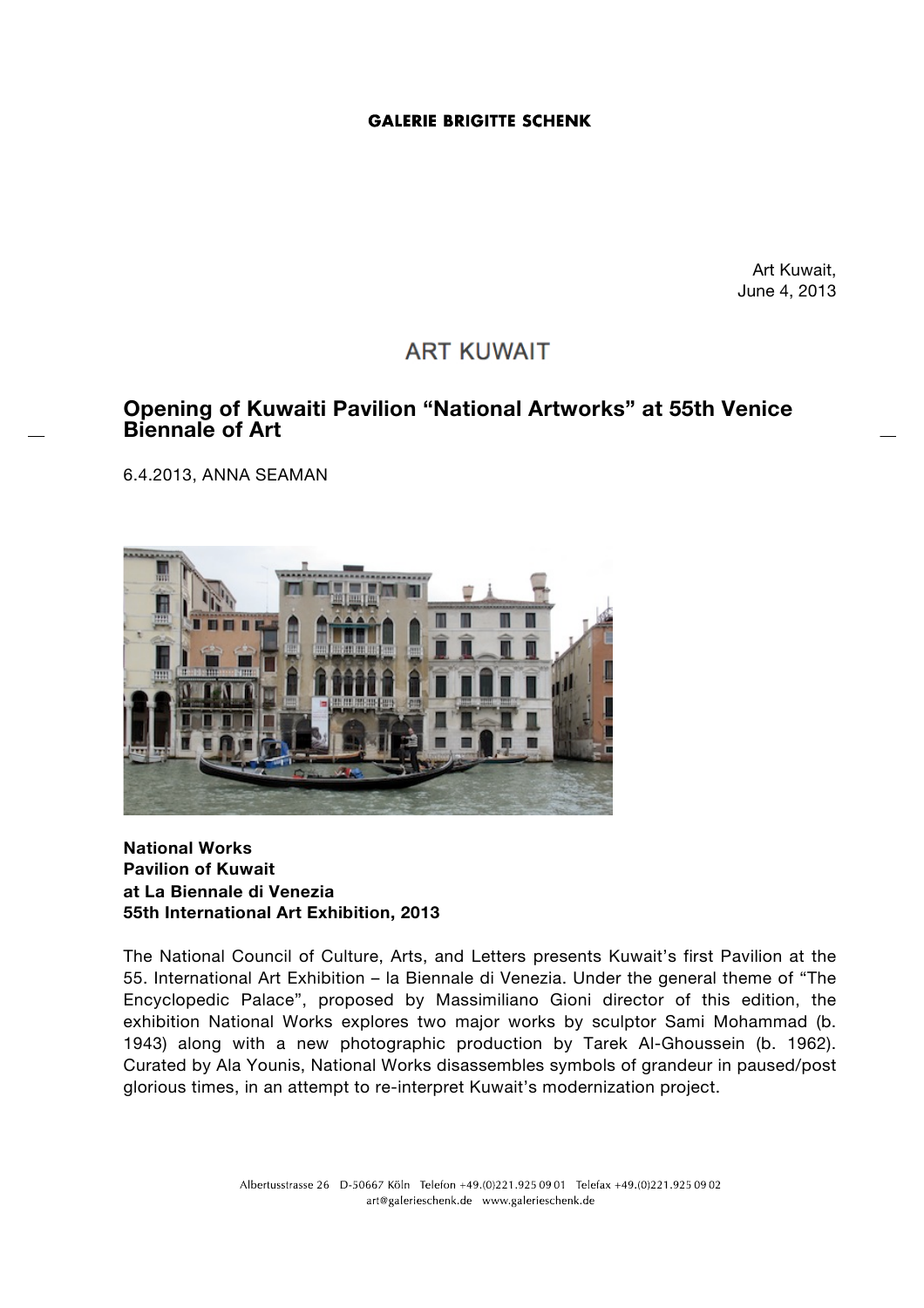**GALERIE BRIGITTE SCHENK**

Art Kuwait,
June 4, 2013

ART KUWAIT

# Opening of Kuwaiti Pavilion “National Artworks” at 55th Venice Biennale of Art

6.4.2013, ANNA SEAMAN

**National Works**
**Pavilion of Kuwait**
**at La Biennale di Venezia**
**55th International Art Exhibition, 2013**

The National Council of Culture, Arts, and Letters presents Kuwait’s first Pavilion at the 55. International Art Exhibition – la Biennale di Venezia. Under the general theme of “The Encyclopedic Palace”, proposed by Massimiliano Gioni director of this edition, the exhibition National Works explores two major works by sculptor Sami Mohammad (b. 1943) along with a new photographic production by Tarek Al-Ghoussein (b. 1962). Curated by Ala Younis, National Works disassembles symbols of grandeur in paused/post glorious times, in an attempt to re-interpret Kuwait’s modernization project.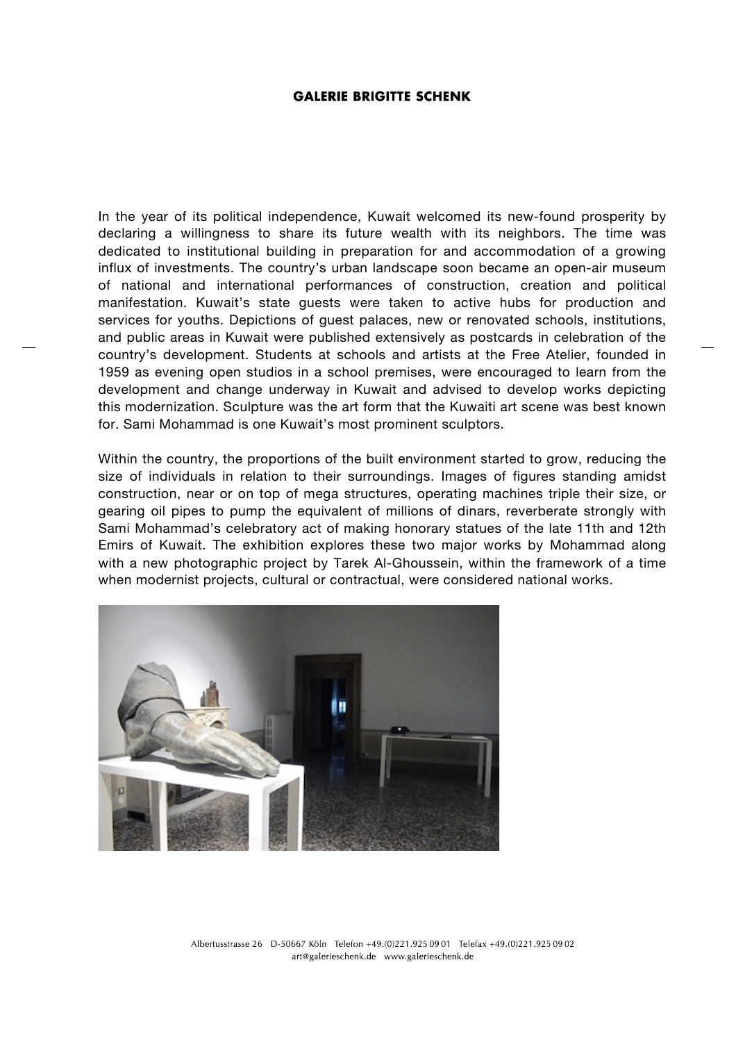In the year of its political independence, Kuwait welcomed its new-found prosperity by declaring a willingness to share its future wealth with its neighbors. The time was dedicated to institutional building in preparation for and accommodation of a growing influx of investments. The country's urban landscape soon became an open-air museum of national and international performances of construction, creation and political manifestation. Kuwait's state guests were taken to active hubs for production and services for youths. Depictions of guest palaces, new or renovated schools, institutions, and public areas in Kuwait were published extensively as postcards in celebration of the country's development. Students at schools and artists at the Free Atelier, founded in 1959 as evening open studios in a school premises, were encouraged to learn from the development and change underway in Kuwait and advised to develop works depicting this modernization. Sculpture was the art form that the Kuwaiti art scene was best known for. Sami Mohammad is one Kuwait's most prominent sculptors.

Within the country, the proportions of the built environment started to grow, reducing the size of individuals in relation to their surroundings. Images of figures standing amidst construction, near or on top of mega structures, operating machines triple their size, or gearing oil pipes to pump the equivalent of millions of dinars, reverberate strongly with Sami Mohammad's celebratory act of making honorary statues of the late 11th and 12th Emirs of Kuwait. The exhibition explores these two major works by Mohammad along with a new photographic project by Tarek Al-Ghoussein, within the framework of a time when modernist projects, cultural or contractual, were considered national works.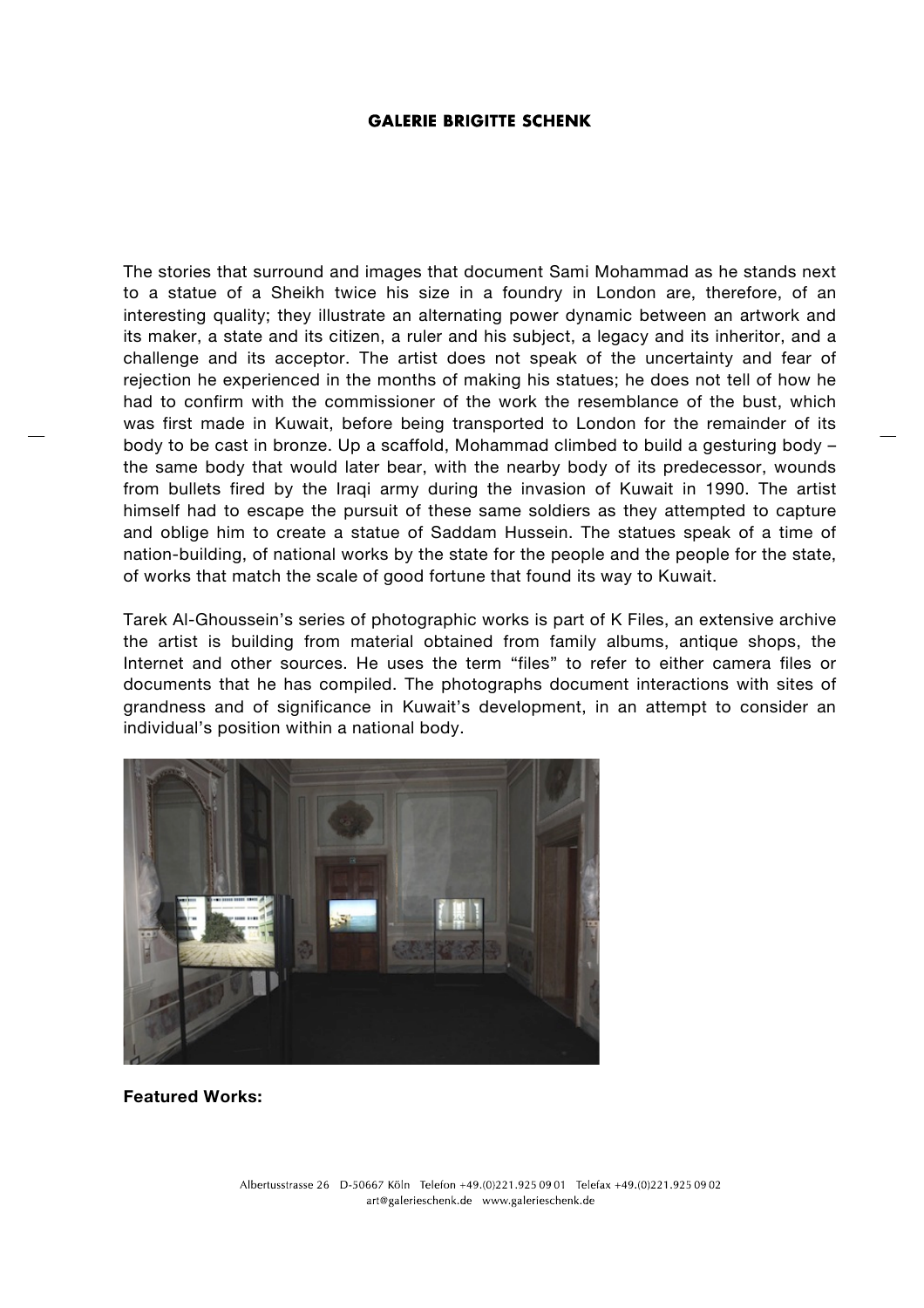The stories that surround and images that document Sami Mohammad as he stands next to a statue of a Sheikh twice his size in a foundry in London are, therefore, of an interesting quality; they illustrate an alternating power dynamic between an artwork and its maker, a state and its citizen, a ruler and his subject, a legacy and its inheritor, and a challenge and its acceptor. The artist does not speak of the uncertainty and fear of rejection he experienced in the months of making his statues; he does not tell of how he had to confirm with the commissioner of the work the resemblance of the bust, which was first made in Kuwait, before being transported to London for the remainder of its body to be cast in bronze. Up a scaffold, Mohammad climbed to build a gesturing body – the same body that would later bear, with the nearby body of its predecessor, wounds from bullets fired by the Iraqi army during the invasion of Kuwait in 1990. The artist himself had to escape the pursuit of these same soldiers as they attempted to capture and oblige him to create a statue of Saddam Hussein. The statues speak of a time of nation-building, of national works by the state for the people and the people for the state, of works that match the scale of good fortune that found its way to Kuwait.

Tarek Al-Ghoussein's series of photographic works is part of K Files, an extensive archive the artist is building from material obtained from family albums, antique shops, the Internet and other sources. He uses the term "files" to refer to either camera files or documents that he has compiled. The photographs document interactions with sites of grandness and of significance in Kuwait's development, in an attempt to consider an individual's position within a national body.

**Featured Works:**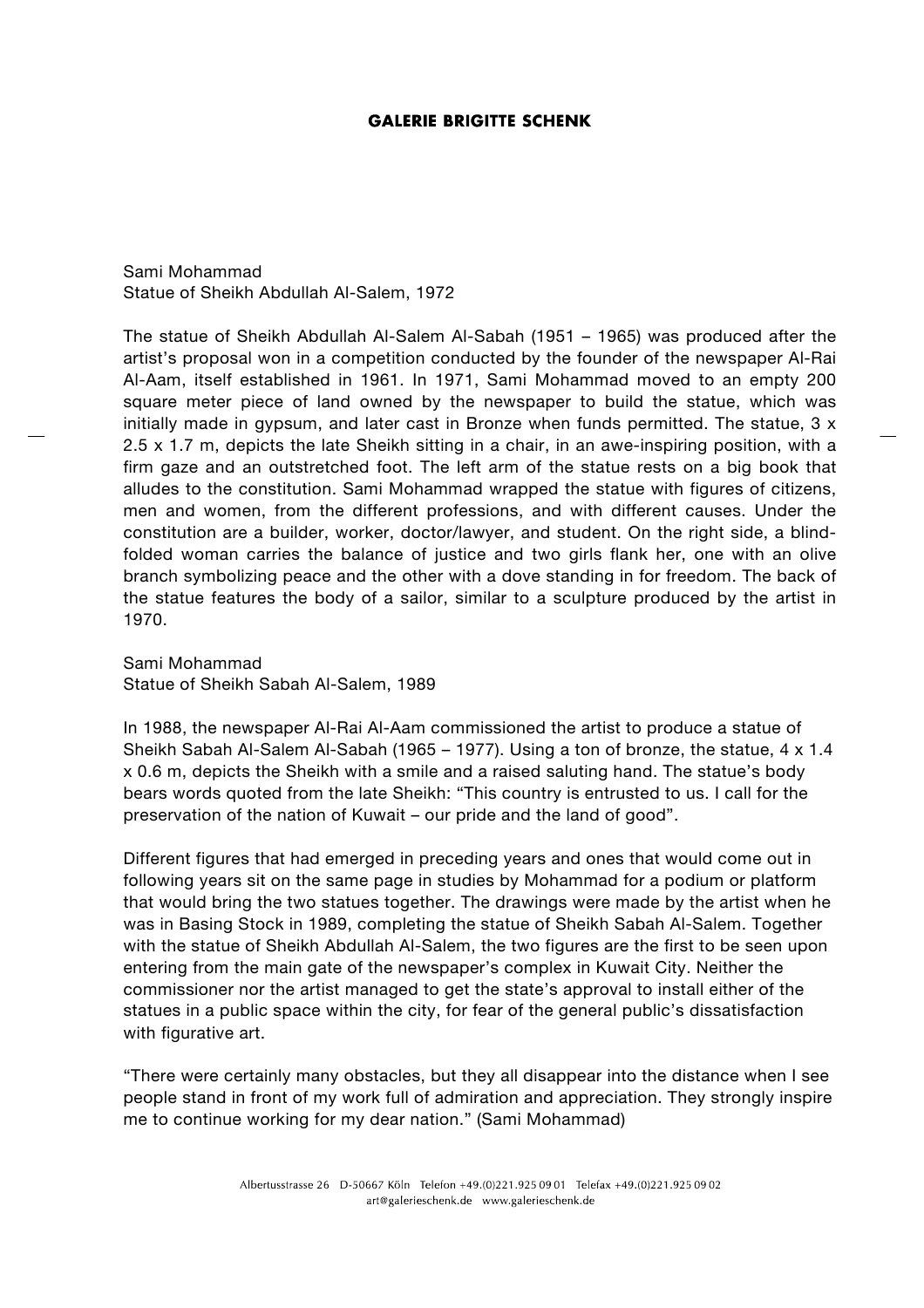Sami Mohammad  
Statue of Sheikh Abdullah Al-Salem, 1972

The statue of Sheikh Abdullah Al-Salem Al-Sabah (1951 – 1965) was produced after the artist's proposal won in a competition conducted by the founder of the newspaper Al-Rai Al-Aam, itself established in 1961. In 1971, Sami Mohammad moved to an empty 200 square meter piece of land owned by the newspaper to build the statue, which was initially made in gypsum, and later cast in Bronze when funds permitted. The statue, 3 x 2.5 x 1.7 m, depicts the late Sheikh sitting in a chair, in an awe-inspiring position, with a firm gaze and an outstretched foot. The left arm of the statue rests on a big book that alludes to the constitution. Sami Mohammad wrapped the statue with figures of citizens, men and women, from the different professions, and with different causes. Under the constitution are a builder, worker, doctor/lawyer, and student. On the right side, a blind-folded woman carries the balance of justice and two girls flank her, one with an olive branch symbolizing peace and the other with a dove standing in for freedom. The back of the statue features the body of a sailor, similar to a sculpture produced by the artist in 1970.

Sami Mohammad  
Statue of Sheikh Sabah Al-Salem, 1989

In 1988, the newspaper Al-Rai Al-Aam commissioned the artist to produce a statue of Sheikh Sabah Al-Salem Al-Sabah (1965 – 1977). Using a ton of bronze, the statue, 4 x 1.4 x 0.6 m, depicts the Sheikh with a smile and a raised saluting hand. The statue's body bears words quoted from the late Sheikh: "This country is entrusted to us. I call for the preservation of the nation of Kuwait – our pride and the land of good".

Different figures that had emerged in preceding years and ones that would come out in following years sit on the same page in studies by Mohammad for a podium or platform that would bring the two statues together. The drawings were made by the artist when he was in Basing Stock in 1989, completing the statue of Sheikh Sabah Al-Salem. Together with the statue of Sheikh Abdullah Al-Salem, the two figures are the first to be seen upon entering from the main gate of the newspaper's complex in Kuwait City. Neither the commissioner nor the artist managed to get the state's approval to install either of the statues in a public space within the city, for fear of the general public's dissatisfaction with figurative art.

"There were certainly many obstacles, but they all disappear into the distance when I see people stand in front of my work full of admiration and appreciation. They strongly inspire me to continue working for my dear nation." (Sami Mohammad)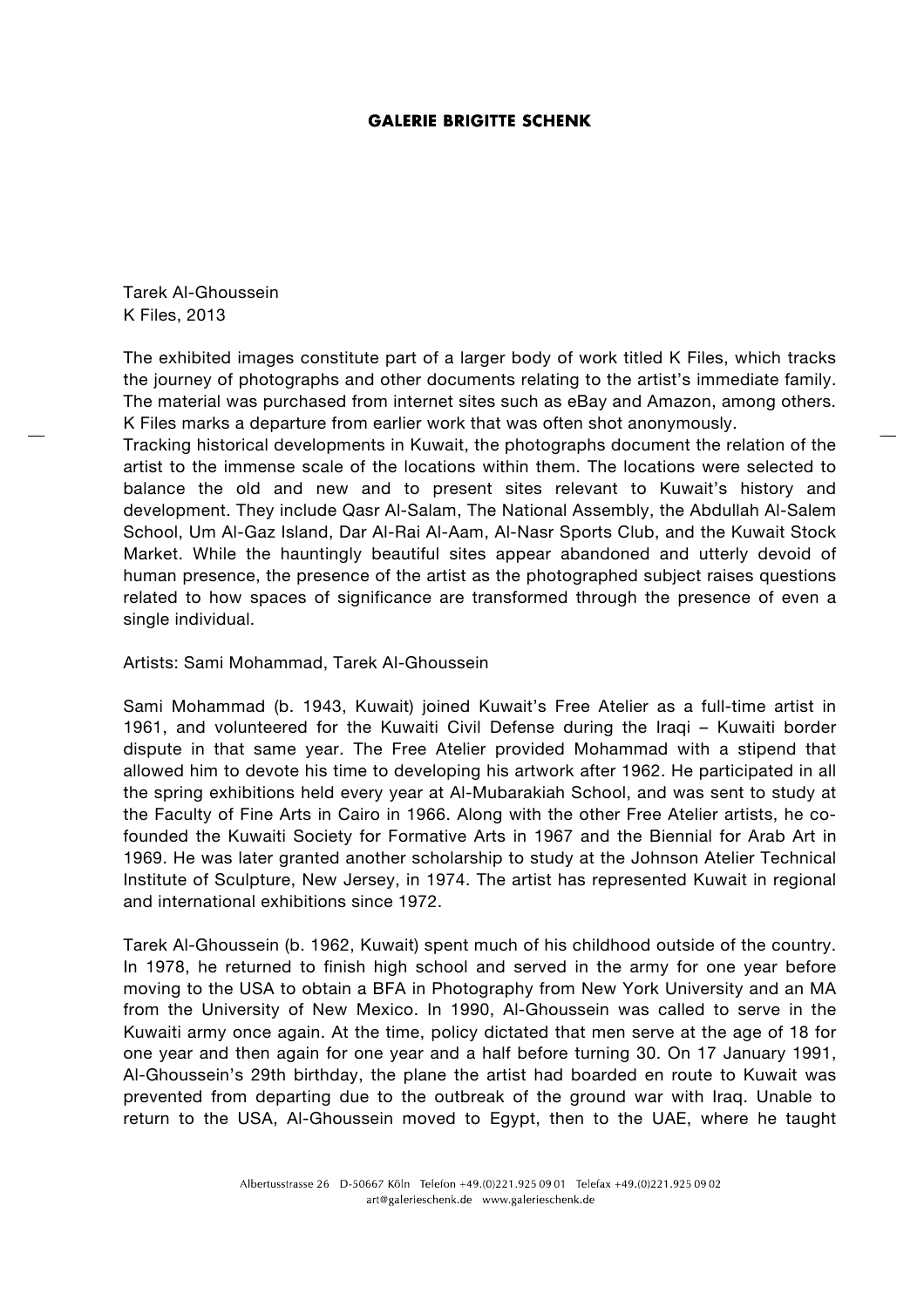Tarek Al-Ghoussein
K Files, 2013

The exhibited images constitute part of a larger body of work titled K Files, which tracks the journey of photographs and other documents relating to the artist's immediate family. The material was purchased from internet sites such as eBay and Amazon, among others. K Files marks a departure from earlier work that was often shot anonymously.
Tracking historical developments in Kuwait, the photographs document the relation of the artist to the immense scale of the locations within them. The locations were selected to balance the old and new and to present sites relevant to Kuwait's history and development. They include Qasr Al-Salam, The National Assembly, the Abdullah Al-Salem School, Um Al-Gaz Island, Dar Al-Rai Al-Aam, Al-Nasr Sports Club, and the Kuwait Stock Market. While the hauntingly beautiful sites appear abandoned and utterly devoid of human presence, the presence of the artist as the photographed subject raises questions related to how spaces of significance are transformed through the presence of even a single individual.

Artists: Sami Mohammad, Tarek Al-Ghoussein

Sami Mohammad (b. 1943, Kuwait) joined Kuwait's Free Atelier as a full-time artist in 1961, and volunteered for the Kuwaiti Civil Defense during the Iraqi – Kuwaiti border dispute in that same year. The Free Atelier provided Mohammad with a stipend that allowed him to devote his time to developing his artwork after 1962. He participated in all the spring exhibitions held every year at Al-Mubarakiah School, and was sent to study at the Faculty of Fine Arts in Cairo in 1966. Along with the other Free Atelier artists, he co-founded the Kuwaiti Society for Formative Arts in 1967 and the Biennial for Arab Art in 1969. He was later granted another scholarship to study at the Johnson Atelier Technical Institute of Sculpture, New Jersey, in 1974. The artist has represented Kuwait in regional and international exhibitions since 1972.

Tarek Al-Ghoussein (b. 1962, Kuwait) spent much of his childhood outside of the country. In 1978, he returned to finish high school and served in the army for one year before moving to the USA to obtain a BFA in Photography from New York University and an MA from the University of New Mexico. In 1990, Al-Ghoussein was called to serve in the Kuwaiti army once again. At the time, policy dictated that men serve at the age of 18 for one year and then again for one year and a half before turning 30. On 17 January 1991, Al-Ghoussein's 29th birthday, the plane the artist had boarded en route to Kuwait was prevented from departing due to the outbreak of the ground war with Iraq. Unable to return to the USA, Al-Ghoussein moved to Egypt, then to the UAE, where he taught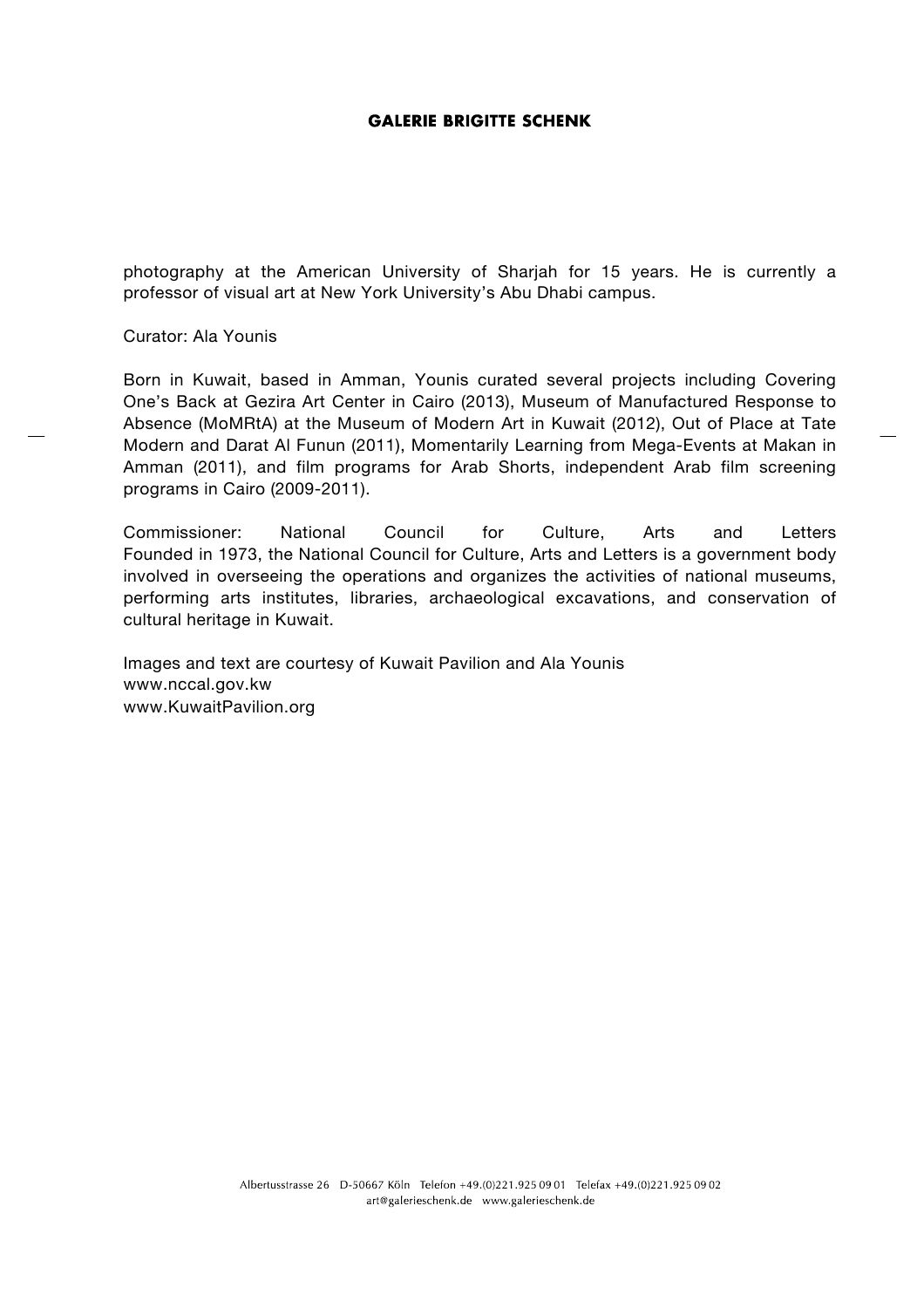photography at the American University of Sharjah for 15 years. He is currently a professor of visual art at New York University's Abu Dhabi campus.

Curator: Ala Younis

Born in Kuwait, based in Amman, Younis curated several projects including Covering One's Back at Gezira Art Center in Cairo (2013), Museum of Manufactured Response to Absence (MoMRtA) at the Museum of Modern Art in Kuwait (2012), Out of Place at Tate Modern and Darat Al Funun (2011), Momentarily Learning from Mega-Events at Makan in Amman (2011), and film programs for Arab Shorts, independent Arab film screening programs in Cairo (2009-2011).

Commissioner: National Council for Culture, Arts and Letters
Founded in 1973, the National Council for Culture, Arts and Letters is a government body involved in overseeing the operations and organizes the activities of national museums, performing arts institutes, libraries, archaeological excavations, and conservation of cultural heritage in Kuwait.

Images and text are courtesy of Kuwait Pavilion and Ala Younis
www.nccal.gov.kw
www.KuwaitPavilion.org